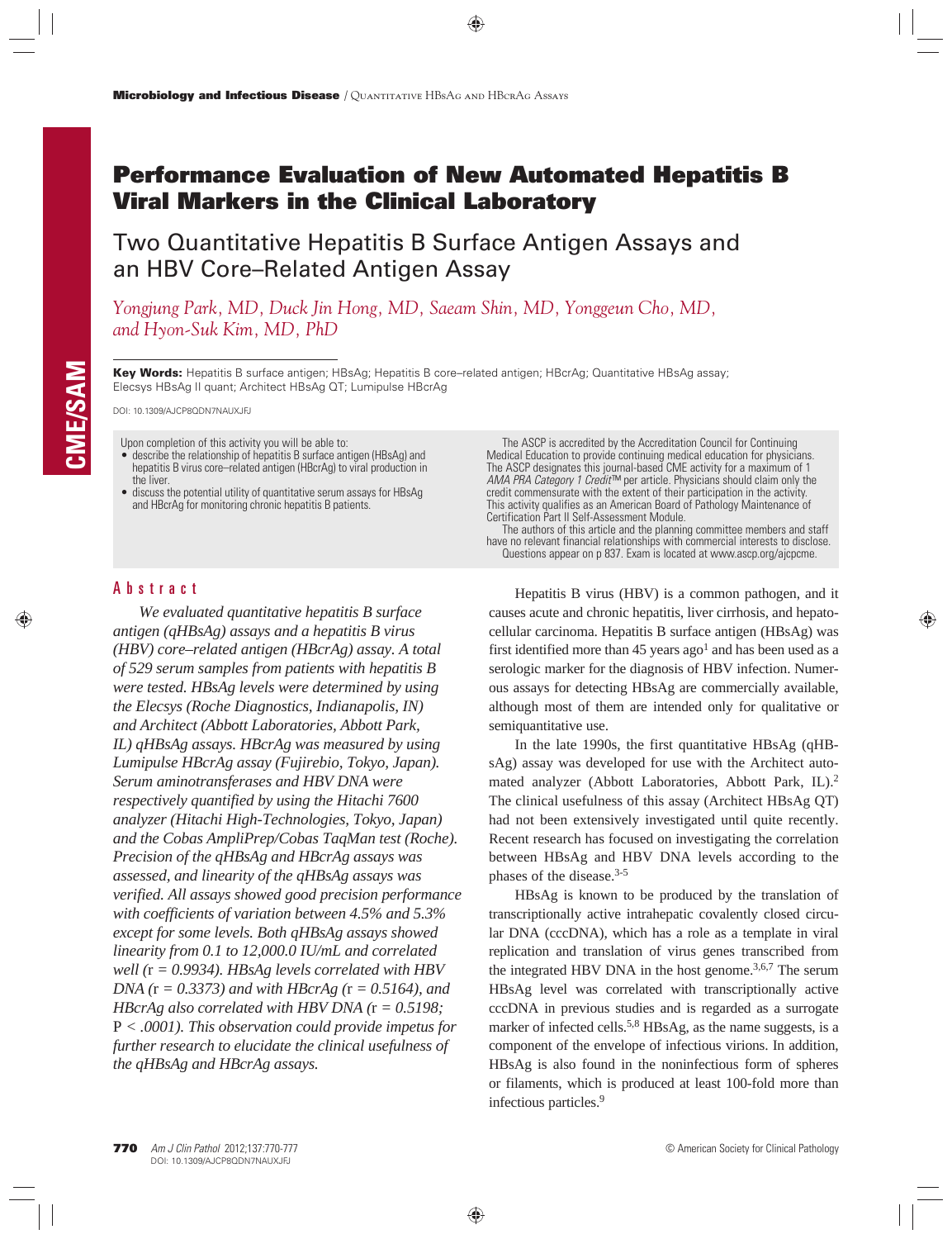# Performance Evaluation of New Automated Hepatitis B Viral Markers in the Clinical Laboratory

## Two Quantitative Hepatitis B Surface Antigen Assays and an HBV Core–Related Antigen Assay

*Yongjung Park, MD, Duck Jin Hong, MD, Saeam Shin, MD, Yonggeun Cho, MD, and Hyon-Suk Kim, MD, PhD*

**Key Words:** Hepatitis B surface antigen; HBsAg; Hepatitis B core–related antigen; HBcrAg; Quantitative HBsAg assay; Elecsys HBsAg II quant; Architect HBsAg QT; Lumipulse HBcrAg

DOI: 10.1309/AJCP8QDN7NAUXJFJ

Upon completion of this activity you will be able to:

- describe the relationship of hepatitis B surface antigen (HBsAg) and hepatitis B virus core–related antigen (HBcrAg) to viral production in the liver.
- discuss the potential utility of quantitative serum assays for HBsAg and HBcrAg for monitoring chronic hepatitis B patients.

The ASCP is accredited by the Accreditation Council for Continuing Medical Education to provide continuing medical education for physicians. The ASCP designates this journal-based CME activity for a maximum of 1 *AMA PRA Category 1 Credit*™ per article. Physicians should claim only the credit commensurate with the extent of their participation in the activity. This activity qualifies as an American Board of Pathology Maintenance of Certification Part II Self-Assessment Module.

The authors of this article and the planning committee members and staff have no relevant financial relationships with commercial interests to disclose.

Questions appear on p 837. Exam is located at www.ascp.org/ajcpcme.

## Abstract

*We evaluated quantitative hepatitis B surface antigen (qHBsAg) assays and a hepatitis B virus (HBV) core–related antigen (HBcrAg) assay. A total of 529 serum samples from patients with hepatitis B were tested. HBsAg levels were determined by using the Elecsys (Roche Diagnostics, Indianapolis, IN) and Architect (Abbott Laboratories, Abbott Park, IL) qHBsAg assays. HBcrAg was measured by using Lumipulse HBcrAg assay (Fujirebio, Tokyo, Japan). Serum aminotransferases and HBV DNA were respectively quantified by using the Hitachi 7600 analyzer (Hitachi High-Technologies, Tokyo, Japan) and the Cobas AmpliPrep/Cobas TaqMan test (Roche). Precision of the qHBsAg and HBcrAg assays was assessed, and linearity of the qHBsAg assays was verified. All assays showed good precision performance with coefficients of variation between 4.5% and 5.3% except for some levels. Both qHBsAg assays showed linearity from 0.1 to 12,000.0 IU/mL and correlated well (*r *= 0.9934). HBsAg levels correlated with HBV DNA (*r *= 0.3373) and with HBcrAg (*r *= 0.5164), and HBcrAg also correlated with HBV DNA (*r *= 0.5198; *P *< .0001). This observation could provide impetus for further research to elucidate the clinical usefulness of the qHBsAg and HBcrAg assays.*

Hepatitis B virus (HBV) is a common pathogen, and it causes acute and chronic hepatitis, liver cirrhosis, and hepatocellular carcinoma. Hepatitis B surface antigen (HBsAg) was first identified more than 45 years ago[1] and has been used as a serologic marker for the diagnosis of HBV infection. Numerous assays for detecting HBsAg are commercially available, although most of them are intended only for qualitative or semiquantitative use.

In the late 1990s, the first quantitative HBsAg (qHBsAg) assay was developed for use with the Architect automated analyzer (Abbott Laboratories, Abbott Park, IL).[2] The clinical usefulness of this assay (Architect HBsAg QT) had not been extensively investigated until quite recently. Recent research has focused on investigating the correlation between HBsAg and HBV DNA levels according to the phases of the disease.[3-5]

HBsAg is known to be produced by the translation of transcriptionally active intrahepatic covalently closed circular DNA (cccDNA), which has a role as a template in viral replication and translation of virus genes transcribed from the integrated HBV DNA in the host genome.[3,6,7] The serum HBsAg level was correlated with transcriptionally active cccDNA in previous studies and is regarded as a surrogate marker of infected cells.[5,8] HBsAg, as the name suggests, is a component of the envelope of infectious virions. In addition, HBsAg is also found in the noninfectious form of spheres or filaments, which is produced at least 100-fold more than infectious particles.[9]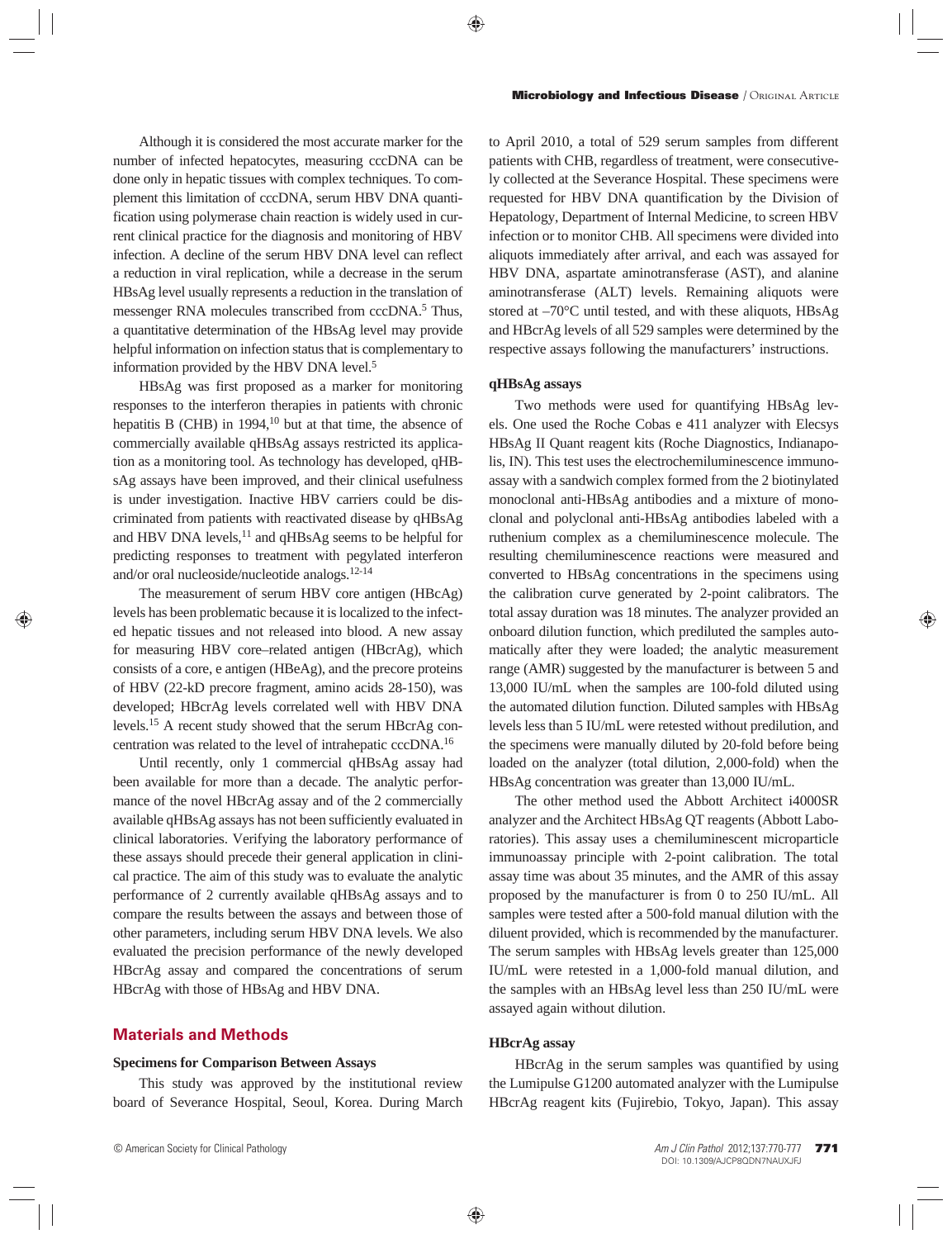Although it is considered the most accurate marker for the number of infected hepatocytes, measuring cccDNA can be done only in hepatic tissues with complex techniques. To complement this limitation of cccDNA, serum HBV DNA quantification using polymerase chain reaction is widely used in current clinical practice for the diagnosis and monitoring of HBV infection. A decline of the serum HBV DNA level can reflect a reduction in viral replication, while a decrease in the serum HBsAg level usually represents a reduction in the translation of messenger RNA molecules transcribed from cccDNA.[5] Thus, a quantitative determination of the HBsAg level may provide helpful information on infection status that is complementary to information provided by the HBV DNA level.[5]

HBsAg was first proposed as a marker for monitoring responses to the interferon therapies in patients with chronic hepatitis B (CHB) in 1994,[10] but at that time, the absence of commercially available qHBsAg assays restricted its application as a monitoring tool. As technology has developed, qHBsAg assays have been improved, and their clinical usefulness is under investigation. Inactive HBV carriers could be discriminated from patients with reactivated disease by qHBsAg and HBV DNA levels,[11] and qHBsAg seems to be helpful for predicting responses to treatment with pegylated interferon and/or oral nucleoside/nucleotide analogs.[12-14]

The measurement of serum HBV core antigen (HBcAg) levels has been problematic because it is localized to the infected hepatic tissues and not released into blood. A new assay for measuring HBV core–related antigen (HBcrAg), which consists of a core, e antigen (HBeAg), and the precore proteins of HBV (22-kD precore fragment, amino acids 28-150), was developed; HBcrAg levels correlated well with HBV DNA levels.[15] A recent study showed that the serum HBcrAg concentration was related to the level of intrahepatic cccDNA.[16]

Until recently, only 1 commercial qHBsAg assay had been available for more than a decade. The analytic performance of the novel HBcrAg assay and of the 2 commercially available qHBsAg assays has not been sufficiently evaluated in clinical laboratories. Verifying the laboratory performance of these assays should precede their general application in clinical practice. The aim of this study was to evaluate the analytic performance of 2 currently available qHBsAg assays and to compare the results between the assays and between those of other parameters, including serum HBV DNA levels. We also evaluated the precision performance of the newly developed HBcrAg assay and compared the concentrations of serum HBcrAg with those of HBsAg and HBV DNA.

## Materials and Methods

### Specimens for Comparison Between Assays

This study was approved by the institutional review board of Severance Hospital, Seoul, Korea. During March to April 2010, a total of 529 serum samples from different patients with CHB, regardless of treatment, were consecutively collected at the Severance Hospital. These specimens were requested for HBV DNA quantification by the Division of Hepatology, Department of Internal Medicine, to screen HBV infection or to monitor CHB. All specimens were divided into aliquots immediately after arrival, and each was assayed for HBV DNA, aspartate aminotransferase (AST), and alanine aminotransferase (ALT) levels. Remaining aliquots were stored at –70°C until tested, and with these aliquots, HBsAg and HBcrAg levels of all 529 samples were determined by the respective assays following the manufacturers' instructions.

### qHBsAg assays

Two methods were used for quantifying HBsAg levels. One used the Roche Cobas e 411 analyzer with Elecsys HBsAg II Quant reagent kits (Roche Diagnostics, Indianapolis, IN). This test uses the electrochemiluminescence immunoassay with a sandwich complex formed from the 2 biotinylated monoclonal anti-HBsAg antibodies and a mixture of monoclonal and polyclonal anti-HBsAg antibodies labeled with a ruthenium complex as a chemiluminescence molecule. The resulting chemiluminescence reactions were measured and converted to HBsAg concentrations in the specimens using the calibration curve generated by 2-point calibrators. The total assay duration was 18 minutes. The analyzer provided an onboard dilution function, which prediluted the samples automatically after they were loaded; the analytic measurement range (AMR) suggested by the manufacturer is between 5 and 13,000 IU/mL when the samples are 100-fold diluted using the automated dilution function. Diluted samples with HBsAg levels less than 5 IU/mL were retested without predilution, and the specimens were manually diluted by 20-fold before being loaded on the analyzer (total dilution, 2,000-fold) when the HBsAg concentration was greater than 13,000 IU/mL.

The other method used the Abbott Architect i4000SR analyzer and the Architect HBsAg QT reagents (Abbott Laboratories). This assay uses a chemiluminescent microparticle immunoassay principle with 2-point calibration. The total assay time was about 35 minutes, and the AMR of this assay proposed by the manufacturer is from 0 to 250 IU/mL. All samples were tested after a 500-fold manual dilution with the diluent provided, which is recommended by the manufacturer. The serum samples with HBsAg levels greater than 125,000 IU/mL were retested in a 1,000-fold manual dilution, and the samples with an HBsAg level less than 250 IU/mL were assayed again without dilution.

### HBcrAg assay

HBcrAg in the serum samples was quantified by using the Lumipulse G1200 automated analyzer with the Lumipulse HBcrAg reagent kits (Fujirebio, Tokyo, Japan). This assay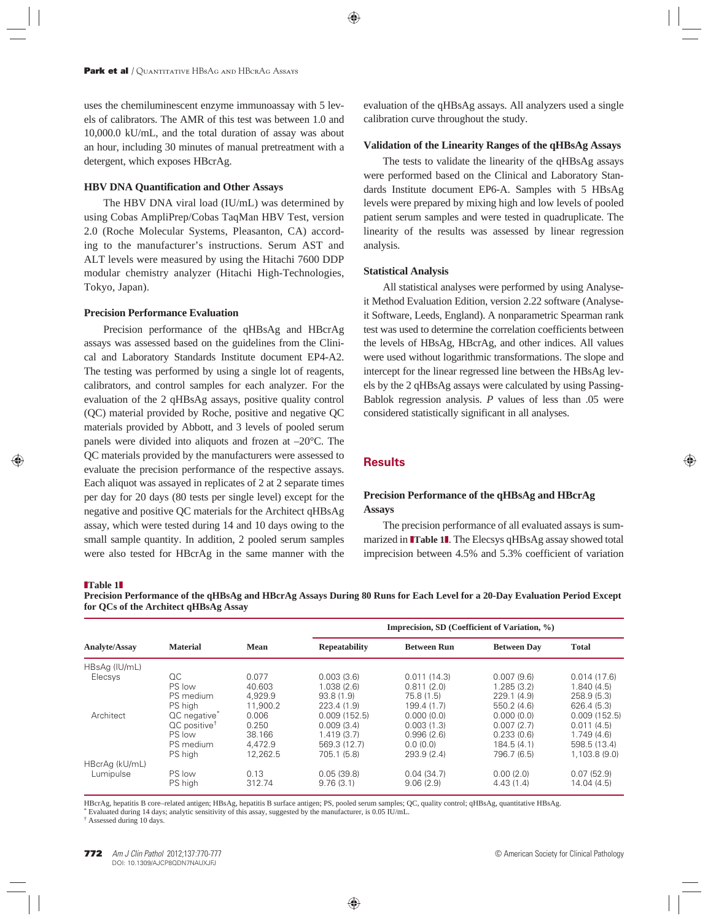uses the chemiluminescent enzyme immunoassay with 5 levels of calibrators. The AMR of this test was between 1.0 and 10,000.0 kU/mL, and the total duration of assay was about an hour, including 30 minutes of manual pretreatment with a detergent, which exposes HBcrAg.

### HBV DNA Quantification and Other Assays

The HBV DNA viral load (IU/mL) was determined by using Cobas AmpliPrep/Cobas TaqMan HBV Test, version 2.0 (Roche Molecular Systems, Pleasanton, CA) according to the manufacturer's instructions. Serum AST and ALT levels were measured by using the Hitachi 7600 DDP modular chemistry analyzer (Hitachi High-Technologies, Tokyo, Japan).

### Precision Performance Evaluation

Precision performance of the qHBsAg and HBcrAg assays was assessed based on the guidelines from the Clinical and Laboratory Standards Institute document EP4-A2. The testing was performed by using a single lot of reagents, calibrators, and control samples for each analyzer. For the evaluation of the 2 qHBsAg assays, positive quality control (QC) material provided by Roche, positive and negative QC materials provided by Abbott, and 3 levels of pooled serum panels were divided into aliquots and frozen at –20°C. The QC materials provided by the manufacturers were assessed to evaluate the precision performance of the respective assays. Each aliquot was assayed in replicates of 2 at 2 separate times per day for 20 days (80 tests per single level) except for the negative and positive QC materials for the Architect qHBsAg assay, which were tested during 14 and 10 days owing to the small sample quantity. In addition, 2 pooled serum samples were also tested for HBcrAg in the same manner with the evaluation of the qHBsAg assays. All analyzers used a single calibration curve throughout the study.

### Validation of the Linearity Ranges of the qHBsAg Assays

The tests to validate the linearity of the qHBsAg assays were performed based on the Clinical and Laboratory Standards Institute document EP6-A. Samples with 5 HBsAg levels were prepared by mixing high and low levels of pooled patient serum samples and were tested in quadruplicate. The linearity of the results was assessed by linear regression analysis.

### Statistical Analysis

All statistical analyses were performed by using Analyse-it Method Evaluation Edition, version 2.22 software (Analyse-it Software, Leeds, England). A nonparametric Spearman rank test was used to determine the correlation coefficients between the levels of HBsAg, HBcrAg, and other indices. All values were used without logarithmic transformations. The slope and intercept for the linear regressed line between the HBsAg levels by the 2 qHBsAg assays were calculated by using Passing-Bablok regression analysis. *P* values of less than .05 were considered statistically significant in all analyses.

## Results

### Precision Performance of the qHBsAg and HBcrAg Assays

The precision performance of all evaluated assays is summarized in **Table 1**. The Elecsys qHBsAg assay showed total imprecision between 4.5% and 5.3% coefficient of variation

**Table 1**
**Precision Performance of the qHBsAg and HBcrAg Assays During 80 Runs for Each Level for a 20-Day Evaluation Period Except for QCs of the Architect qHBsAg Assay**

| Analyte/Assay | Material | Mean | Imprecision, SD (Coefficient of Variation, %) | | | |
|---|---|---|---|---|---|---|
| | | | Repeatability | Between Run | Between Day | Total |
| HBsAg (IU/mL) | | | | | | |
| Elecsys | QC | 0.077 | 0.003 (3.6) | 0.011 (14.3) | 0.007 (9.6) | 0.014 (17.6) |
| | PS low | 40.603 | 1.038 (2.6) | 0.811 (2.0) | 1.285 (3.2) | 1.840 (4.5) |
| | PS medium | 4,929.9 | 93.8 (1.9) | 75.8 (1.5) | 229.1 (4.9) | 258.9 (5.3) |
| | PS high | 11,900.2 | 223.4 (1.9) | 199.4 (1.7) | 550.2 (4.6) | 626.4 (5.3) |
| Architect | QC negative* | 0.006 | 0.009 (152.5) | 0.000 (0.0) | 0.000 (0.0) | 0.009 (152.5) |
| | QC positive† | 0.250 | 0.009 (3.4) | 0.003 (1.3) | 0.007 (2.7) | 0.011 (4.5) |
| | PS low | 38.166 | 1.419 (3.7) | 0.996 (2.6) | 0.233 (0.6) | 1.749 (4.6) |
| | PS medium | 4,472.9 | 569.3 (12.7) | 0.0 (0.0) | 184.5 (4.1) | 598.5 (13.4) |
| | PS high | 12,262.5 | 705.1 (5.8) | 293.9 (2.4) | 796.7 (6.5) | 1,103.8 (9.0) |
| HBcrAg (kU/mL) | | | | | | |
| Lumipulse | PS low | 0.13 | 0.05 (39.8) | 0.04 (34.7) | 0.00 (2.0) | 0.07 (52.9) |
| | PS high | 312.74 | 9.76 (3.1) | 9.06 (2.9) | 4.43 (1.4) | 14.04 (4.5) |

HBcrAg, hepatitis B core–related antigen; HBsAg, hepatitis B surface antigen; PS, pooled serum samples; QC, quality control; qHBsAg, quantitative HBsAg.
\* Evaluated during 14 days; analytic sensitivity of this assay, suggested by the manufacturer, is 0.05 IU/mL.
† Assessed during 10 days.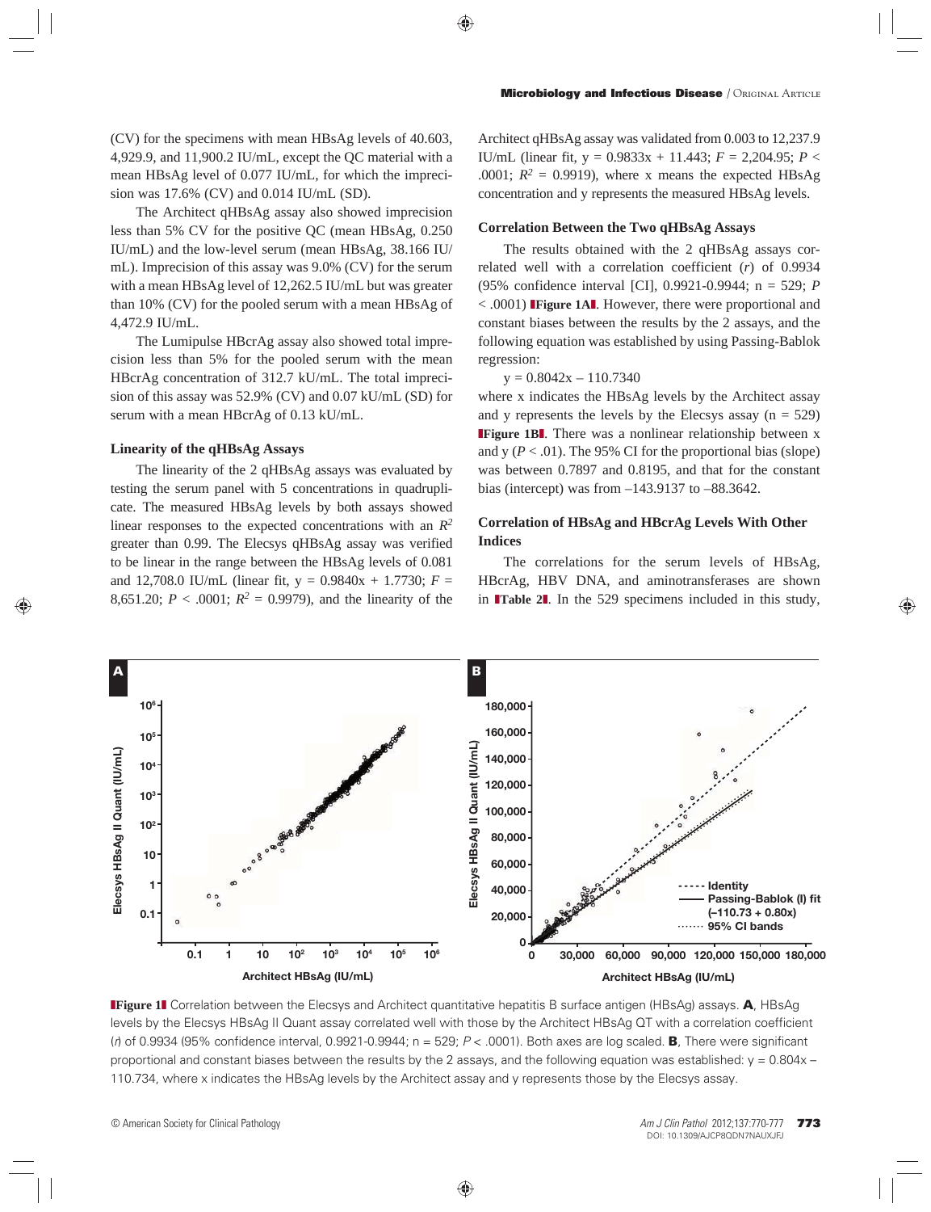(CV) for the specimens with mean HBsAg levels of 40.603, 4,929.9, and 11,900.2 IU/mL, except the QC material with a mean HBsAg level of 0.077 IU/mL, for which the imprecision was 17.6% (CV) and 0.014 IU/mL (SD).

The Architect qHBsAg assay also showed imprecision less than 5% CV for the positive QC (mean HBsAg, 0.250 IU/mL) and the low-level serum (mean HBsAg, 38.166 IU/mL). Imprecision of this assay was 9.0% (CV) for the serum with a mean HBsAg level of 12,262.5 IU/mL but was greater than 10% (CV) for the pooled serum with a mean HBsAg of 4,472.9 IU/mL.

The Lumipulse HBcrAg assay also showed total imprecision less than 5% for the pooled serum with the mean HBcrAg concentration of 312.7 kU/mL. The total imprecision of this assay was 52.9% (CV) and 0.07 kU/mL (SD) for serum with a mean HBcrAg of 0.13 kU/mL.

### Linearity of the qHBsAg Assays

The linearity of the 2 qHBsAg assays was evaluated by testing the serum panel with 5 concentrations in quadruplicate. The measured HBsAg levels by both assays showed linear responses to the expected concentrations with an $R^2$ greater than 0.99. The Elecsys qHBsAg assay was verified to be linear in the range between the HBsAg levels of 0.081 and 12,708.0 IU/mL (linear fit, $y = 0.9840x + 1.7730$; $F = 8{,}651.20$; $P < .0001$; $R^2 = 0.9979$), and the linearity of the Architect qHBsAg assay was validated from 0.003 to 12,237.9 IU/mL (linear fit, $y = 0.9833x + 11.443$; $F = 2{,}204.95$; $P < .0001$; $R^2 = 0.9919$), where x means the expected HBsAg concentration and y represents the measured HBsAg levels.

### Correlation Between the Two qHBsAg Assays

The results obtained with the 2 qHBsAg assays correlated well with a correlation coefficient ($r$) of 0.9934 (95% confidence interval [CI], 0.9921-0.9944; n = 529; $P < .0001$) **Figure 1A**. However, there were proportional and constant biases between the results by the 2 assays, and the following equation was established by using Passing-Bablok regression:

$$y = 0.8042x - 110.7340$$

where x indicates the HBsAg levels by the Architect assay and y represents the levels by the Elecsys assay (n = 529) **Figure 1B**. There was a nonlinear relationship between x and y ($P < .01$). The 95% CI for the proportional bias (slope) was between 0.7897 and 0.8195, and that for the constant bias (intercept) was from –143.9137 to –88.3642.

### Correlation of HBsAg and HBcrAg Levels With Other Indices

The correlations for the serum levels of HBsAg, HBcrAg, HBV DNA, and aminotransferases are shown in **Table 2**. In the 529 specimens included in this study,

**Figure 1** Correlation between the Elecsys and Architect quantitative hepatitis B surface antigen (HBsAg) assays. **A**, HBsAg levels by the Elecsys HBsAg II Quant assay correlated well with those by the Architect HBsAg QT with a correlation coefficient ($r$) of 0.9934 (95% confidence interval, 0.9921-0.9944; n = 529; $P < .0001$). Both axes are log scaled. **B**, There were significant proportional and constant biases between the results by the 2 assays, and the following equation was established: $y = 0.804x - 110.734$, where x indicates the HBsAg levels by the Architect assay and y represents those by the Elecsys assay.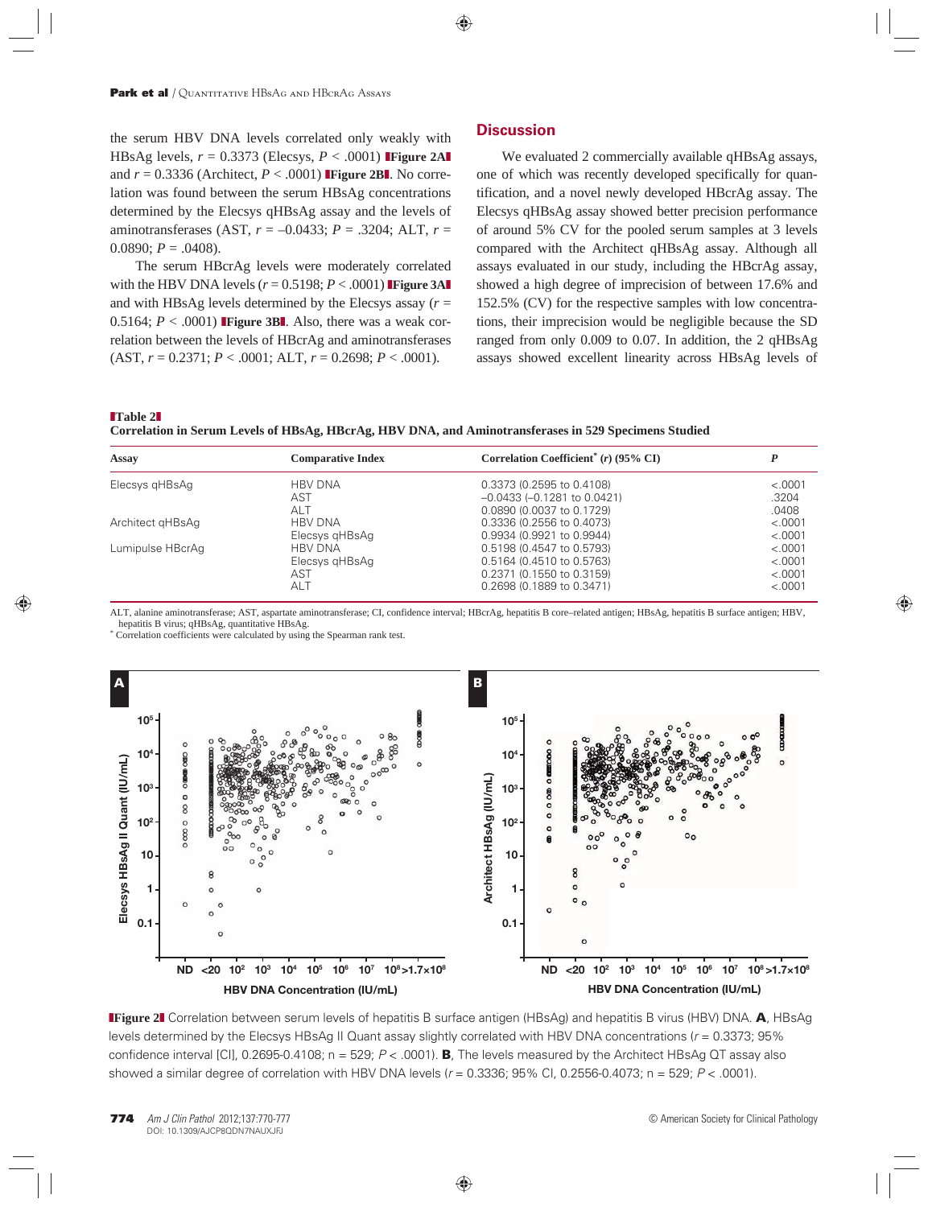the serum HBV DNA levels correlated only weakly with HBsAg levels, $r$ = 0.3373 (Elecsys, $P$ < .0001) **Figure 2A** and $r$ = 0.3336 (Architect, $P$ < .0001) **Figure 2B**. No correlation was found between the serum HBsAg concentrations determined by the Elecsys qHBsAg assay and the levels of aminotransferases (AST, $r$ = –0.0433; $P$ = .3204; ALT, $r$ = 0.0890; $P$ = .0408).

The serum HBcrAg levels were moderately correlated with the HBV DNA levels ($r$ = 0.5198; $P$ < .0001) **Figure 3A** and with HBsAg levels determined by the Elecsys assay ($r$ = 0.5164; $P$ < .0001) **Figure 3B**. Also, there was a weak correlation between the levels of HBcrAg and aminotransferases (AST, $r$ = 0.2371; $P$ < .0001; ALT, $r$ = 0.2698; $P$ < .0001).

## Discussion

We evaluated 2 commercially available qHBsAg assays, one of which was recently developed specifically for quantification, and a novel newly developed HBcrAg assay. The Elecsys qHBsAg assay showed better precision performance of around 5% CV for the pooled serum samples at 3 levels compared with the Architect qHBsAg assay. Although all assays evaluated in our study, including the HBcrAg assay, showed a high degree of imprecision of between 17.6% and 152.5% (CV) for the respective samples with low concentrations, their imprecision would be negligible because the SD ranged from only 0.009 to 0.07. In addition, the 2 qHBsAg assays showed excellent linearity across HBsAg levels of

**Table 2**
**Correlation in Serum Levels of HBsAg, HBcrAg, HBV DNA, and Aminotransferases in 529 Specimens Studied**

| Assay | Comparative Index | Correlation Coefficient* ($r$) (95% CI) | $P$ |
|---|---|---|---|
| Elecsys qHBsAg | HBV DNA | 0.3373 (0.2595 to 0.4108) | <.0001 |
| | AST | –0.0433 (–0.1281 to 0.0421) | .3204 |
| | ALT | 0.0890 (0.0037 to 0.1729) | .0408 |
| Architect qHBsAg | HBV DNA | 0.3336 (0.2556 to 0.4073) | <.0001 |
| | Elecsys qHBsAg | 0.9934 (0.9921 to 0.9944) | <.0001 |
| Lumipulse HBcrAg | HBV DNA | 0.5198 (0.4547 to 0.5793) | <.0001 |
| | Elecsys qHBsAg | 0.5164 (0.4510 to 0.5763) | <.0001 |
| | AST | 0.2371 (0.1550 to 0.3159) | <.0001 |
| | ALT | 0.2698 (0.1889 to 0.3471) | <.0001 |

ALT, alanine aminotransferase; AST, aspartate aminotransferase; CI, confidence interval; HBcrAg, hepatitis B core–related antigen; HBsAg, hepatitis B surface antigen; HBV, hepatitis B virus; qHBsAg, quantitative HBsAg.
* Correlation coefficients were calculated by using the Spearman rank test.

**Figure 2** Correlation between serum levels of hepatitis B surface antigen (HBsAg) and hepatitis B virus (HBV) DNA. **A**, HBsAg levels determined by the Elecsys HBsAg II Quant assay slightly correlated with HBV DNA concentrations ($r$ = 0.3373; 95% confidence interval [CI], 0.2695-0.4108; n = 529; $P$ < .0001). **B**, The levels measured by the Architect HBsAg QT assay also showed a similar degree of correlation with HBV DNA levels ($r$ = 0.3336; 95% CI, 0.2556-0.4073; n = 529; $P$ < .0001).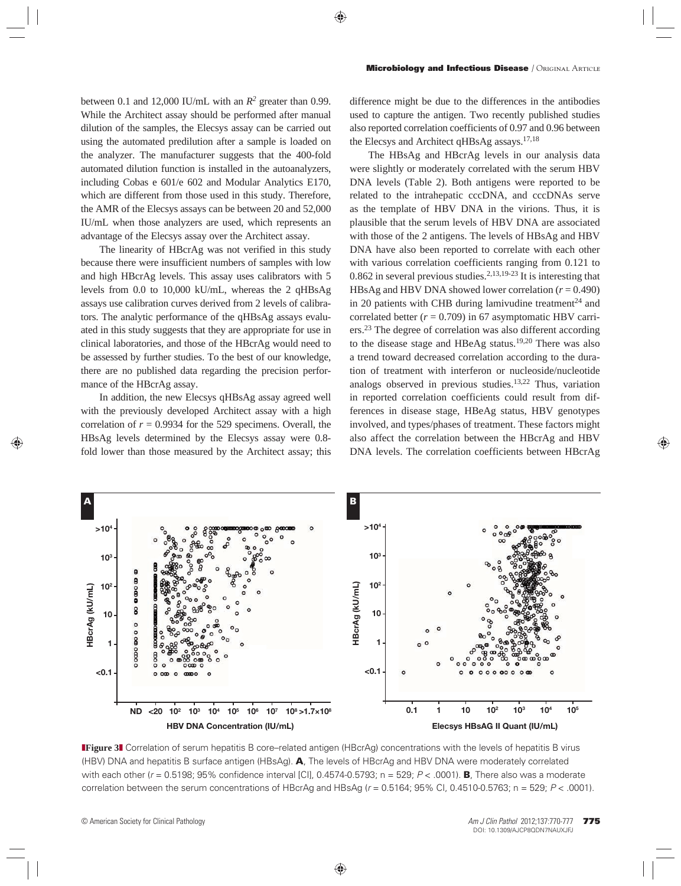between 0.1 and 12,000 IU/mL with an $R^2$ greater than 0.99. While the Architect assay should be performed after manual dilution of the samples, the Elecsys assay can be carried out using the automated predilution after a sample is loaded on the analyzer. The manufacturer suggests that the 400-fold automated dilution function is installed in the autoanalyzers, including Cobas e 601/e 602 and Modular Analytics E170, which are different from those used in this study. Therefore, the AMR of the Elecsys assays can be between 20 and 52,000 IU/mL when those analyzers are used, which represents an advantage of the Elecsys assay over the Architect assay.

The linearity of HBcrAg was not verified in this study because there were insufficient numbers of samples with low and high HBcrAg levels. This assay uses calibrators with 5 levels from 0.0 to 10,000 kU/mL, whereas the 2 qHBsAg assays use calibration curves derived from 2 levels of calibrators. The analytic performance of the qHBsAg assays evaluated in this study suggests that they are appropriate for use in clinical laboratories, and those of the HBcrAg would need to be assessed by further studies. To the best of our knowledge, there are no published data regarding the precision performance of the HBcrAg assay.

In addition, the new Elecsys qHBsAg assay agreed well with the previously developed Architect assay with a high correlation of $r = 0.9934$ for the 529 specimens. Overall, the HBsAg levels determined by the Elecsys assay were 0.8-fold lower than those measured by the Architect assay; this difference might be due to the differences in the antibodies used to capture the antigen. Two recently published studies also reported correlation coefficients of 0.97 and 0.96 between the Elecsys and Architect qHBsAg assays.[17,18]

The HBsAg and HBcrAg levels in our analysis data were slightly or moderately correlated with the serum HBV DNA levels (Table 2). Both antigens were reported to be related to the intrahepatic cccDNA, and cccDNAs serve as the template of HBV DNA in the virions. Thus, it is plausible that the serum levels of HBV DNA are associated with those of the 2 antigens. The levels of HBsAg and HBV DNA have also been reported to correlate with each other with various correlation coefficients ranging from 0.121 to 0.862 in several previous studies.[2,13,19-23] It is interesting that HBsAg and HBV DNA showed lower correlation ($r = 0.490$) in 20 patients with CHB during lamivudine treatment[24] and correlated better ($r = 0.709$) in 67 asymptomatic HBV carriers.[23] The degree of correlation was also different according to the disease stage and HBeAg status.[19,20] There was also a trend toward decreased correlation according to the duration of treatment with interferon or nucleoside/nucleotide analogs observed in previous studies.[13,22] Thus, variation in reported correlation coefficients could result from differences in disease stage, HBeAg status, HBV genotypes involved, and types/phases of treatment. These factors might also affect the correlation between the HBcrAg and HBV DNA levels. The correlation coefficients between HBcrAg

**Figure 3** Correlation of serum hepatitis B core–related antigen (HBcrAg) concentrations with the levels of hepatitis B virus (HBV) DNA and hepatitis B surface antigen (HBsAg). **A**, The levels of HBcrAg and HBV DNA were moderately correlated with each other ($r = 0.5198$; 95% confidence interval [CI], 0.4574-0.5793; n = 529; $P < .0001$). **B**, There also was a moderate correlation between the serum concentrations of HBcrAg and HBsAg ($r = 0.5164$; 95% CI, 0.4510-0.5763; n = 529; $P < .0001$).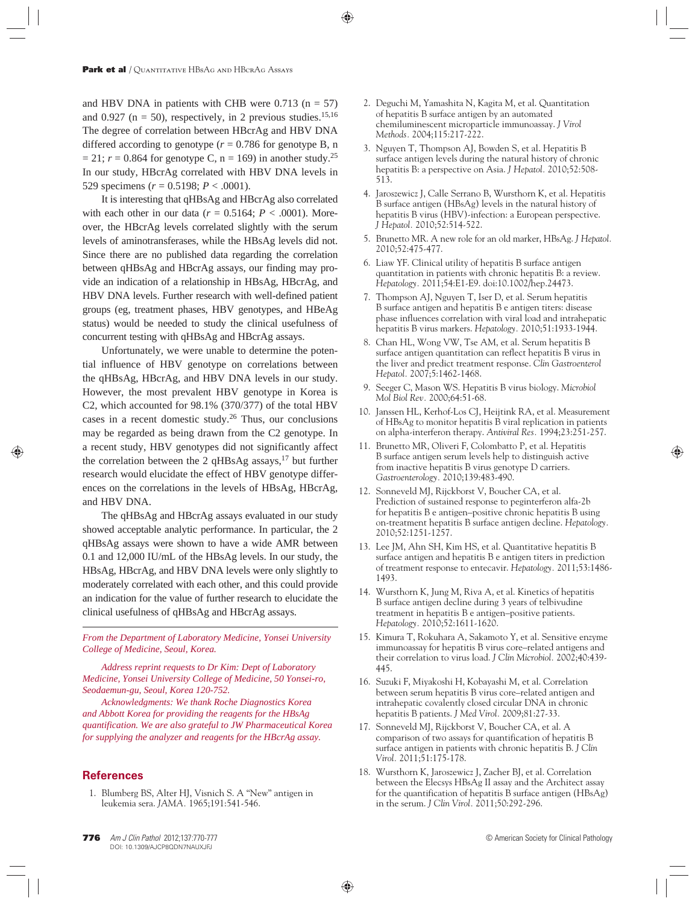and HBV DNA in patients with CHB were 0.713 (n = 57) and 0.927 (n = 50), respectively, in 2 previous studies.[15,16] The degree of correlation between HBcrAg and HBV DNA differed according to genotype ($r$ = 0.786 for genotype B, n = 21; $r$ = 0.864 for genotype C, n = 169) in another study.[25] In our study, HBcrAg correlated with HBV DNA levels in 529 specimens ($r$ = 0.5198; $P$ < .0001).

It is interesting that qHBsAg and HBcrAg also correlated with each other in our data ($r$ = 0.5164; $P$ < .0001). Moreover, the HBcrAg levels correlated slightly with the serum levels of aminotransferases, while the HBsAg levels did not. Since there are no published data regarding the correlation between qHBsAg and HBcrAg assays, our finding may provide an indication of a relationship in HBsAg, HBcrAg, and HBV DNA levels. Further research with well-defined patient groups (eg, treatment phases, HBV genotypes, and HBeAg status) would be needed to study the clinical usefulness of concurrent testing with qHBsAg and HBcrAg assays.

Unfortunately, we were unable to determine the potential influence of HBV genotype on correlations between the qHBsAg, HBcrAg, and HBV DNA levels in our study. However, the most prevalent HBV genotype in Korea is C2, which accounted for 98.1% (370/377) of the total HBV cases in a recent domestic study.[26] Thus, our conclusions may be regarded as being drawn from the C2 genotype. In a recent study, HBV genotypes did not significantly affect the correlation between the 2 qHBsAg assays,[17] but further research would elucidate the effect of HBV genotype differences on the correlations in the levels of HBsAg, HBcrAg, and HBV DNA.

The qHBsAg and HBcrAg assays evaluated in our study showed acceptable analytic performance. In particular, the 2 qHBsAg assays were shown to have a wide AMR between 0.1 and 12,000 IU/mL of the HBsAg levels. In our study, the HBsAg, HBcrAg, and HBV DNA levels were only slightly to moderately correlated with each other, and this could provide an indication for the value of further research to elucidate the clinical usefulness of qHBsAg and HBcrAg assays.

*From the Department of Laboratory Medicine, Yonsei University College of Medicine, Seoul, Korea.*

*Address reprint requests to Dr Kim: Dept of Laboratory Medicine, Yonsei University College of Medicine, 50 Yonsei-ro, Seodaemun-gu, Seoul, Korea 120-752.*

*Acknowledgments: We thank Roche Diagnostics Korea and Abbott Korea for providing the reagents for the HBsAg quantification. We are also grateful to JW Pharmaceutical Korea for supplying the analyzer and reagents for the HBcrAg assay.*

## References

1. Blumberg BS, Alter HJ, Visnich S. A "New" antigen in leukemia sera. *JAMA.* 1965;191:541-546.
2. Deguchi M, Yamashita N, Kagita M, et al. Quantitation of hepatitis B surface antigen by an automated chemiluminescent microparticle immunoassay. *J Virol Methods.* 2004;115:217-222.
3. Nguyen T, Thompson AJ, Bowden S, et al. Hepatitis B surface antigen levels during the natural history of chronic hepatitis B: a perspective on Asia. *J Hepatol.* 2010;52:508-513.
4. Jaroszewicz J, Calle Serrano B, Wursthorn K, et al. Hepatitis B surface antigen (HBsAg) levels in the natural history of hepatitis B virus (HBV)-infection: a European perspective. *J Hepatol.* 2010;52:514-522.
5. Brunetto MR. A new role for an old marker, HBsAg. *J Hepatol.* 2010;52:475-477.
6. Liaw YF. Clinical utility of hepatitis B surface antigen quantitation in patients with chronic hepatitis B: a review. *Hepatology.* 2011;54:E1-E9. doi:10.1002/hep.24473.
7. Thompson AJ, Nguyen T, Iser D, et al. Serum hepatitis B surface antigen and hepatitis B e antigen titers: disease phase influences correlation with viral load and intrahepatic hepatitis B virus markers. *Hepatology.* 2010;51:1933-1944.
8. Chan HL, Wong VW, Tse AM, et al. Serum hepatitis B surface antigen quantitation can reflect hepatitis B virus in the liver and predict treatment response. *Clin Gastroenterol Hepatol.* 2007;5:1462-1468.
9. Seeger C, Mason WS. Hepatitis B virus biology. *Microbiol Mol Biol Rev.* 2000;64:51-68.
10. Janssen HL, Kerhof-Los CJ, Heijtink RA, et al. Measurement of HBsAg to monitor hepatitis B viral replication in patients on alpha-interferon therapy. *Antiviral Res.* 1994;23:251-257.
11. Brunetto MR, Oliveri F, Colombatto P, et al. Hepatitis B surface antigen serum levels help to distinguish active from inactive hepatitis B virus genotype D carriers. *Gastroenterology.* 2010;139:483-490.
12. Sonneveld MJ, Rijckborst V, Boucher CA, et al. Prediction of sustained response to peginterferon alfa-2b for hepatitis B e antigen–positive chronic hepatitis B using on-treatment hepatitis B surface antigen decline. *Hepatology.* 2010;52:1251-1257.
13. Lee JM, Ahn SH, Kim HS, et al. Quantitative hepatitis B surface antigen and hepatitis B e antigen titers in prediction of treatment response to entecavir. *Hepatology.* 2011;53:1486-1493.
14. Wursthorn K, Jung M, Riva A, et al. Kinetics of hepatitis B surface antigen decline during 3 years of telbivudine treatment in hepatitis B e antigen–positive patients. *Hepatology.* 2010;52:1611-1620.
15. Kimura T, Rokuhara A, Sakamoto Y, et al. Sensitive enzyme immunoassay for hepatitis B virus core–related antigens and their correlation to virus load. *J Clin Microbiol.* 2002;40:439-445.
16. Suzuki F, Miyakoshi H, Kobayashi M, et al. Correlation between serum hepatitis B virus core–related antigen and intrahepatic covalently closed circular DNA in chronic hepatitis B patients. *J Med Virol.* 2009;81:27-33.
17. Sonneveld MJ, Rijckborst V, Boucher CA, et al. A comparison of two assays for quantification of hepatitis B surface antigen in patients with chronic hepatitis B. *J Clin Virol.* 2011;51:175-178.
18. Wursthorn K, Jaroszewicz J, Zacher BJ, et al. Correlation between the Elecsys HBsAg II assay and the Architect assay for the quantification of hepatitis B surface antigen (HBsAg) in the serum. *J Clin Virol.* 2011;50:292-296.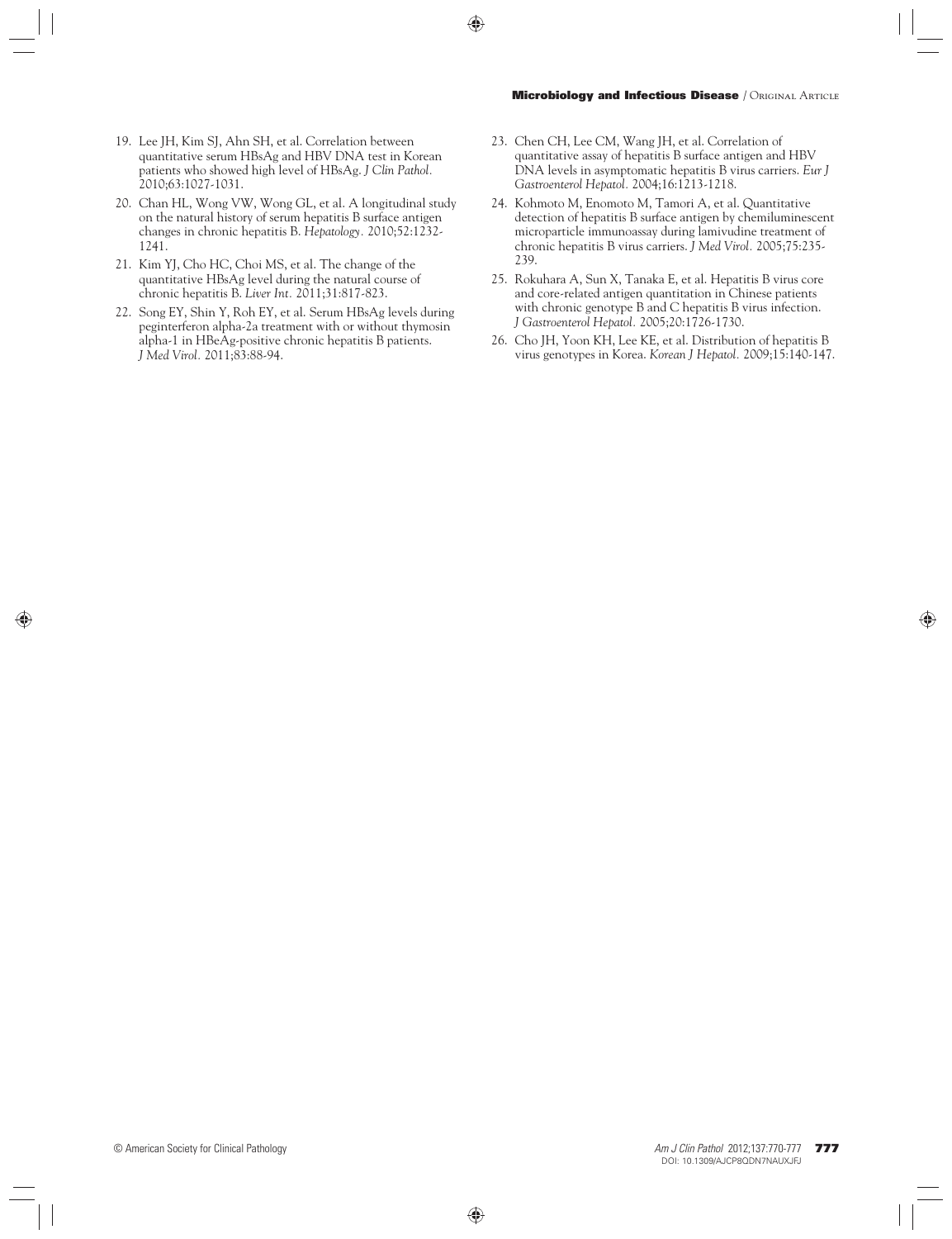19. Lee JH, Kim SJ, Ahn SH, et al. Correlation between quantitative serum HBsAg and HBV DNA test in Korean patients who showed high level of HBsAg. *J Clin Pathol.* 2010;63:1027-1031.
20. Chan HL, Wong VW, Wong GL, et al. A longitudinal study on the natural history of serum hepatitis B surface antigen changes in chronic hepatitis B. *Hepatology.* 2010;52:1232-1241.
21. Kim YJ, Cho HC, Choi MS, et al. The change of the quantitative HBsAg level during the natural course of chronic hepatitis B. *Liver Int.* 2011;31:817-823.
22. Song EY, Shin Y, Roh EY, et al. Serum HBsAg levels during peginterferon alpha-2a treatment with or without thymosin alpha-1 in HBeAg-positive chronic hepatitis B patients. *J Med Virol.* 2011;83:88-94.
23. Chen CH, Lee CM, Wang JH, et al. Correlation of quantitative assay of hepatitis B surface antigen and HBV DNA levels in asymptomatic hepatitis B virus carriers. *Eur J Gastroenterol Hepatol.* 2004;16:1213-1218.
24. Kohmoto M, Enomoto M, Tamori A, et al. Quantitative detection of hepatitis B surface antigen by chemiluminescent microparticle immunoassay during lamivudine treatment of chronic hepatitis B virus carriers. *J Med Virol.* 2005;75:235-239.
25. Rokuhara A, Sun X, Tanaka E, et al. Hepatitis B virus core and core-related antigen quantitation in Chinese patients with chronic genotype B and C hepatitis B virus infection. *J Gastroenterol Hepatol.* 2005;20:1726-1730.
26. Cho JH, Yoon KH, Lee KE, et al. Distribution of hepatitis B virus genotypes in Korea. *Korean J Hepatol.* 2009;15:140-147.